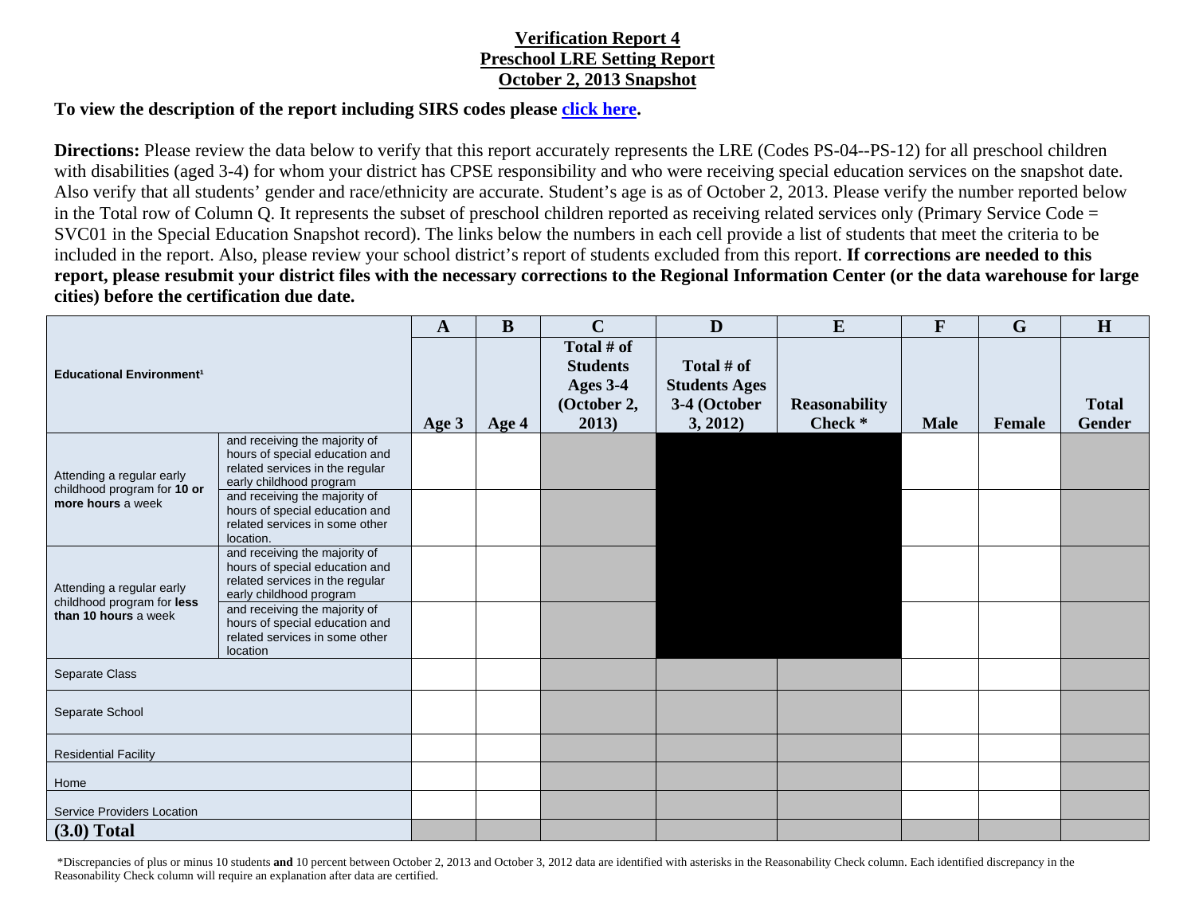# Verification Report 4
## Preschool LRE Setting Report
## October 2, 2013 Snapshot

**To view the description of the report including SIRS codes please click here.**

**Directions:** Please review the data below to verify that this report accurately represents the LRE (Codes PS-04--PS-12) for all preschool children with disabilities (aged 3-4) for whom your district has CPSE responsibility and who were receiving special education services on the snapshot date. Also verify that all students' gender and race/ethnicity are accurate. Student's age is as of October 2, 2013. Please verify the number reported below in the Total row of Column Q. It represents the subset of preschool children reported as receiving related services only (Primary Service Code = SVC01 in the Special Education Snapshot record). The links below the numbers in each cell provide a list of students that meet the criteria to be included in the report. Also, please review your school district's report of students excluded from this report. **If corrections are needed to this report, please resubmit your district files with the necessary corrections to the Regional Information Center (or the data warehouse for large cities) before the certification due date.**

| Educational Environment[1] | | A | B | C | D | E | F | G | H |
|---|---|---|---|---|---|---|---|---|---|
| | | Age 3 | Age 4 | Total # of Students Ages 3-4 (October 2, 2013) | Total # of Students Ages 3-4 (October 3, 2012) | Reasonability Check * | Male | Female | Total Gender |
| Attending a regular early childhood program for **10 or more hours** a week | and receiving the majority of hours of special education and related services in the regular early childhood program | | | | | | | | |
| | and receiving the majority of hours of special education and related services in some other location. | | | | | | | | |
| Attending a regular early childhood program for **less than 10 hours** a week | and receiving the majority of hours of special education and related services in the regular early childhood program | | | | | | | | |
| | and receiving the majority of hours of special education and related services in some other location | | | | | | | | |
| Separate Class | | | | | | | | | |
| Separate School | | | | | | | | | |
| Residential Facility | | | | | | | | | |
| Home | | | | | | | | | |
| Service Providers Location | | | | | | | | | |
| **(3.0) Total** | | | | | | | | | |

*Discrepancies of plus or minus 10 students **and** 10 percent between October 2, 2013 and October 3, 2012 data are identified with asterisks in the Reasonability Check column. Each identified discrepancy in the Reasonability Check column will require an explanation after data are certified.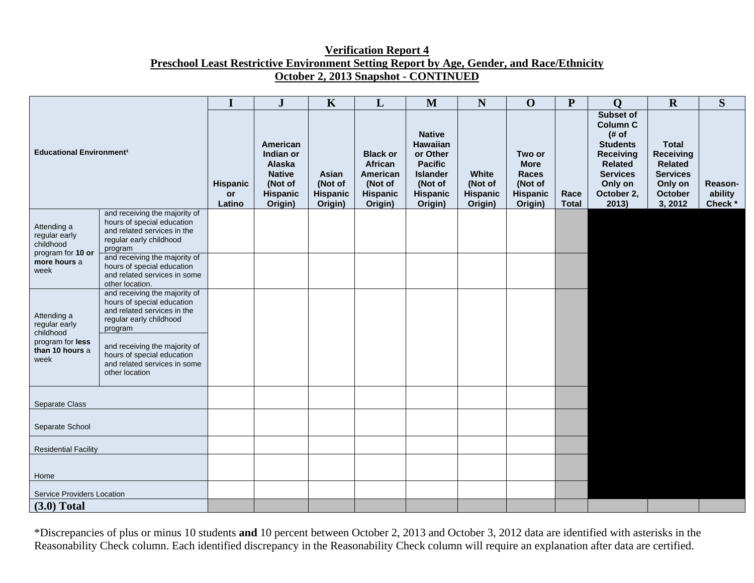**Verification Report 4**
**Preschool Least Restrictive Environment Setting Report by Age, Gender, and Race/Ethnicity**
**October 2, 2013 Snapshot - CONTINUED**

| | | I | J | K | L | M | N | O | P | Q | R | S |
|---|---|---|---|---|---|---|---|---|---|---|---|---|
| **Educational Environment[1]** | | **Hispanic or Latino** | **American Indian or Alaska Native (Not of Hispanic Origin)** | **Asian (Not of Hispanic Origin)** | **Black or African American (Not of Hispanic Origin)** | **Native Hawaiian or Other Pacific Islander (Not of Hispanic Origin)** | **White (Not of Hispanic Origin)** | **Two or More Races (Not of Hispanic Origin)** | **Race Total** | **Subset of Column C (# of Students Receiving Related Services Only on October 2, 2013)** | **Total Receiving Related Services Only on October 3, 2012** | **Reason-ability Check *** |
| Attending a regular early childhood program for **10 or more hours** a week | and receiving the majority of hours of special education and related services in the regular early childhood program | | | | | | | | | | | |
| | and receiving the majority of hours of special education and related services in some other location. | | | | | | | | | | | |
| Attending a regular early childhood program for **less than 10 hours** a week | and receiving the majority of hours of special education and related services in the regular early childhood program | | | | | | | | | | | |
| | and receiving the majority of hours of special education and related services in some other location | | | | | | | | | | | |
| Separate Class | | | | | | | | | | | | |
| Separate School | | | | | | | | | | | | |
| Residential Facility | | | | | | | | | | | | |
| Home | | | | | | | | | | | | |
| Service Providers Location | | | | | | | | | | | | |
| **(3.0) Total** | | | | | | | | | | | | |

*Discrepancies of plus or minus 10 students **and** 10 percent between October 2, 2013 and October 3, 2012 data are identified with asterisks in the Reasonability Check column. Each identified discrepancy in the Reasonability Check column will require an explanation after data are certified.